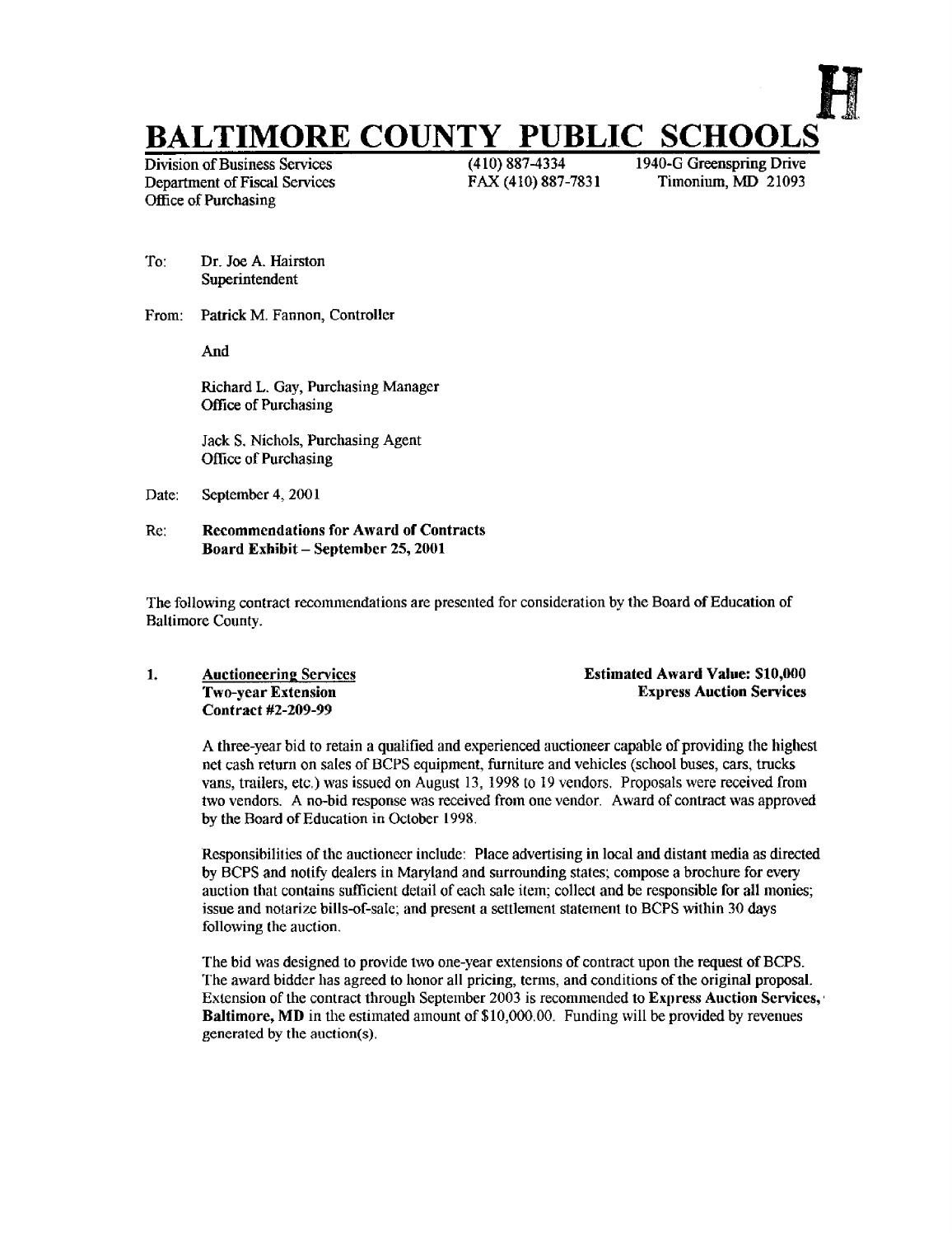H

# BALTIMORE COUNTY PUBLIC SCHOOLS

Division of Business Services
Department of Fiscal Services
Office of Purchasing

(410) 887-4334
FAX (410) 887-7831

1940-G Greenspring Drive
Timonium, MD 21093

To: Dr. Joe A. Hairston
Superintendent

From: Patrick M. Fannon, Controller

And

Richard L. Gay, Purchasing Manager
Office of Purchasing

Jack S. Nichols, Purchasing Agent
Office of Purchasing

Date: September 4, 2001

Re: **Recommendations for Award of Contracts**
**Board Exhibit – September 25, 2001**

The following contract recommendations are presented for consideration by the Board of Education of Baltimore County.

1. <u>Auctioneering Services</u>
**Two-year Extension**
**Contract #2-209-99**

**Estimated Award Value: $10,000**
**Express Auction Services**

A three-year bid to retain a qualified and experienced auctioneer capable of providing the highest net cash return on sales of BCPS equipment, furniture and vehicles (school buses, cars, trucks vans, trailers, etc.) was issued on August 13, 1998 to 19 vendors. Proposals were received from two vendors. A no-bid response was received from one vendor. Award of contract was approved by the Board of Education in October 1998.

Responsibilities of the auctioneer include: Place advertising in local and distant media as directed by BCPS and notify dealers in Maryland and surrounding states; compose a brochure for every auction that contains sufficient detail of each sale item; collect and be responsible for all monies; issue and notarize bills-of-sale; and present a settlement statement to BCPS within 30 days following the auction.

The bid was designed to provide two one-year extensions of contract upon the request of BCPS. The award bidder has agreed to honor all pricing, terms, and conditions of the original proposal. Extension of the contract through September 2003 is recommended to **Express Auction Services, Baltimore, MD** in the estimated amount of $10,000.00. Funding will be provided by revenues generated by the auction(s).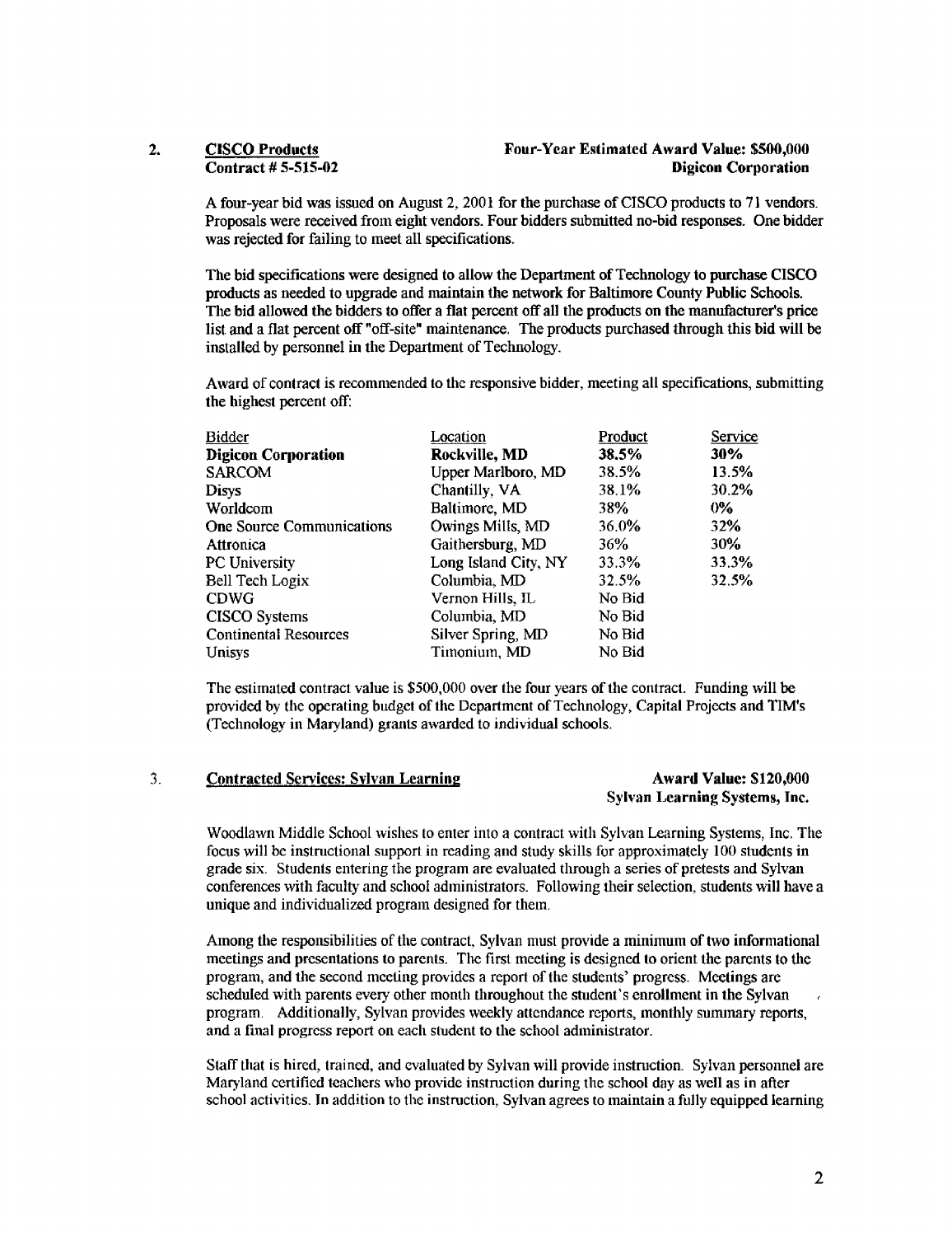2. **CISCO Products** **Four-Year Estimated Award Value: $500,000**
**Contract # 5-515-02** **Digicon Corporation**

A four-year bid was issued on August 2, 2001 for the purchase of CISCO products to 71 vendors. Proposals were received from eight vendors. Four bidders submitted no-bid responses. One bidder was rejected for failing to meet all specifications.

The bid specifications were designed to allow the Department of Technology to purchase CISCO products as needed to upgrade and maintain the network for Baltimore County Public Schools. The bid allowed the bidders to offer a flat percent off all the products on the manufacturer's price list and a flat percent off "off-site" maintenance. The products purchased through this bid will be installed by personnel in the Department of Technology.

Award of contract is recommended to the responsive bidder, meeting all specifications, submitting the highest percent off:

| Bidder | Location | Product | Service |
|---|---|---|---|
| **Digicon Corporation** | **Rockville, MD** | **38.5%** | **30%** |
| SARCOM | Upper Marlboro, MD | 38.5% | 13.5% |
| Disys | Chantilly, VA | 38.1% | 30.2% |
| Worldcom | Baltimore, MD | 38% | 0% |
| One Source Communications | Owings Mills, MD | 36.0% | 32% |
| Attronica | Gaithersburg, MD | 36% | 30% |
| PC University | Long Island City, NY | 33.3% | 33.3% |
| Bell Tech Logix | Columbia, MD | 32.5% | 32.5% |
| CDWG | Vernon Hills, IL | No Bid | |
| CISCO Systems | Columbia, MD | No Bid | |
| Continental Resources | Silver Spring, MD | No Bid | |
| Unisys | Timonium, MD | No Bid | |

The estimated contract value is $500,000 over the four years of the contract. Funding will be provided by the operating budget of the Department of Technology, Capital Projects and TIM's (Technology in Maryland) grants awarded to individual schools.

3. **Contracted Services: Sylvan Learning** **Award Value: $120,000**
**Sylvan Learning Systems, Inc.**

Woodlawn Middle School wishes to enter into a contract with Sylvan Learning Systems, Inc. The focus will be instructional support in reading and study skills for approximately 100 students in grade six. Students entering the program are evaluated through a series of pretests and Sylvan conferences with faculty and school administrators. Following their selection, students will have a unique and individualized program designed for them.

Among the responsibilities of the contract, Sylvan must provide a minimum of two informational meetings and presentations to parents. The first meeting is designed to orient the parents to the program, and the second meeting provides a report of the students' progress. Meetings are scheduled with parents every other month throughout the student's enrollment in the Sylvan program. Additionally, Sylvan provides weekly attendance reports, monthly summary reports, and a final progress report on each student to the school administrator.

Staff that is hired, trained, and evaluated by Sylvan will provide instruction. Sylvan personnel are Maryland certified teachers who provide instruction during the school day as well as in after school activities. In addition to the instruction, Sylvan agrees to maintain a fully equipped learning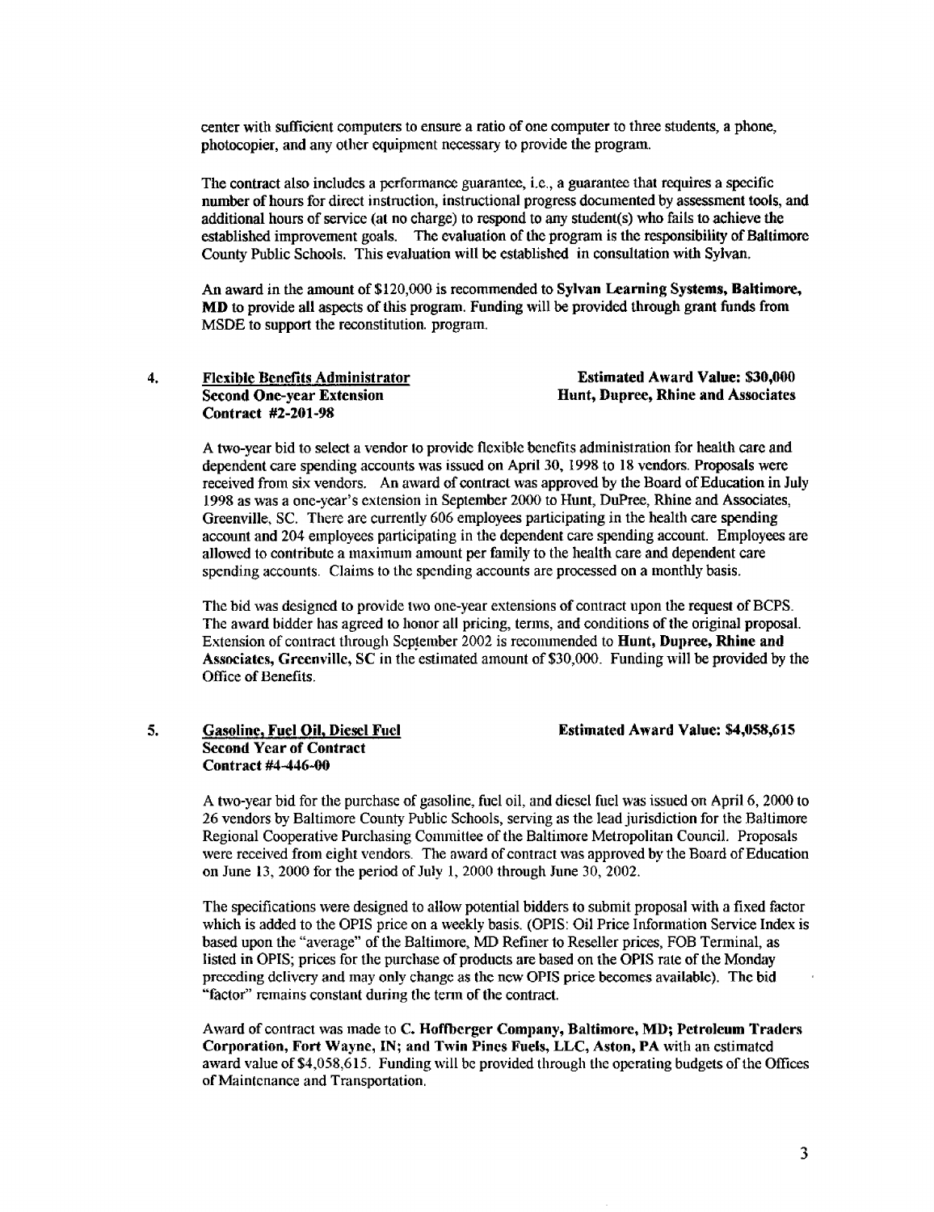center with sufficient computers to ensure a ratio of one computer to three students, a phone, photocopier, and any other equipment necessary to provide the program.

The contract also includes a performance guarantee, i.e., a guarantee that requires a specific number of hours for direct instruction, instructional progress documented by assessment tools, and additional hours of service (at no charge) to respond to any student(s) who fails to achieve the established improvement goals. The evaluation of the program is the responsibility of Baltimore County Public Schools. This evaluation will be established in consultation with Sylvan.

An award in the amount of $120,000 is recommended to **Sylvan Learning Systems, Baltimore, MD** to provide all aspects of this program. Funding will be provided through grant funds from MSDE to support the reconstitution. program.

4. **Flexible Benefits Administrator** — **Estimated Award Value: $30,000**
   **Second One-year Extension** — **Hunt, Dupree, Rhine and Associates**
   **Contract #2-201-98**

A two-year bid to select a vendor to provide flexible benefits administration for health care and dependent care spending accounts was issued on April 30, 1998 to 18 vendors. Proposals were received from six vendors. An award of contract was approved by the Board of Education in July 1998 as was a one-year's extension in September 2000 to Hunt, DuPree, Rhine and Associates, Greenville, SC. There are currently 606 employees participating in the health care spending account and 204 employees participating in the dependent care spending account. Employees are allowed to contribute a maximum amount per family to the health care and dependent care spending accounts. Claims to the spending accounts are processed on a monthly basis.

The bid was designed to provide two one-year extensions of contract upon the request of BCPS. The award bidder has agreed to honor all pricing, terms, and conditions of the original proposal. Extension of contract through September 2002 is recommended to **Hunt, Dupree, Rhine and Associates, Greenville, SC** in the estimated amount of $30,000. Funding will be provided by the Office of Benefits.

5. **Gasoline, Fuel Oil, Diesel Fuel** — **Estimated Award Value: $4,058,615**
   **Second Year of Contract**
   **Contract #4-446-00**

A two-year bid for the purchase of gasoline, fuel oil, and diesel fuel was issued on April 6, 2000 to 26 vendors by Baltimore County Public Schools, serving as the lead jurisdiction for the Baltimore Regional Cooperative Purchasing Committee of the Baltimore Metropolitan Council. Proposals were received from eight vendors. The award of contract was approved by the Board of Education on June 13, 2000 for the period of July 1, 2000 through June 30, 2002.

The specifications were designed to allow potential bidders to submit proposal with a fixed factor which is added to the OPIS price on a weekly basis. (OPIS: Oil Price Information Service Index is based upon the "average" of the Baltimore, MD Refiner to Reseller prices, FOB Terminal, as listed in OPIS; prices for the purchase of products are based on the OPIS rate of the Monday preceding delivery and may only change as the new OPIS price becomes available). The bid "factor" remains constant during the term of the contract.

Award of contract was made to **C. Hoffberger Company, Baltimore, MD; Petroleum Traders Corporation, Fort Wayne, IN; and Twin Pines Fuels, LLC, Aston, PA** with an estimated award value of $4,058,615. Funding will be provided through the operating budgets of the Offices of Maintenance and Transportation.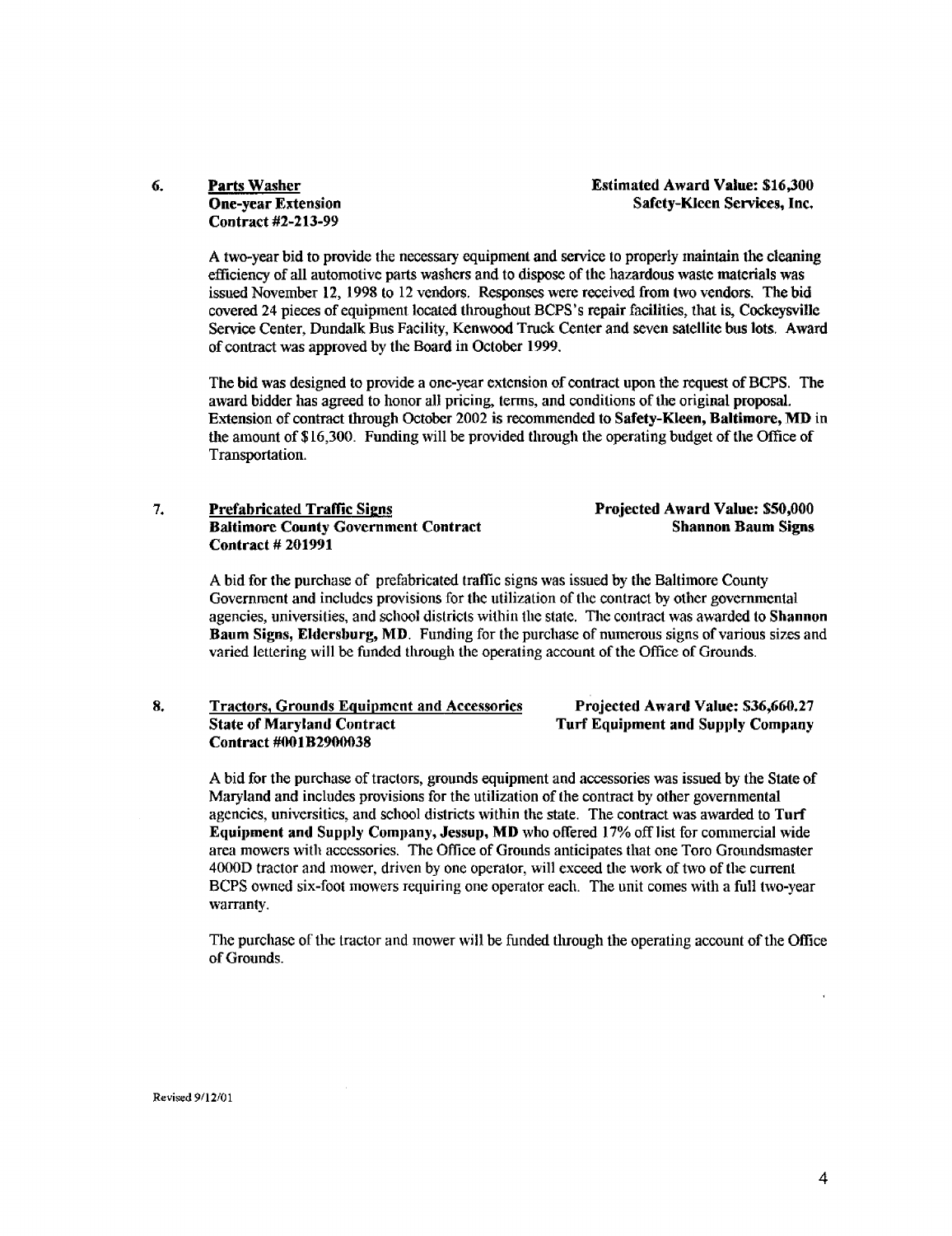6. **Parts Washer**
**One-year Extension**
**Contract #2-213-99**

**Estimated Award Value: $16,300**
**Safety-Kleen Services, Inc.**

A two-year bid to provide the necessary equipment and service to properly maintain the cleaning efficiency of all automotive parts washers and to dispose of the hazardous waste materials was issued November 12, 1998 to 12 vendors. Responses were received from two vendors. The bid covered 24 pieces of equipment located throughout BCPS's repair facilities, that is, Cockeysville Service Center, Dundalk Bus Facility, Kenwood Truck Center and seven satellite bus lots. Award of contract was approved by the Board in October 1999.

The bid was designed to provide a one-year extension of contract upon the request of BCPS. The award bidder has agreed to honor all pricing, terms, and conditions of the original proposal. Extension of contract through October 2002 is recommended to **Safety-Kleen, Baltimore, MD** in the amount of $16,300. Funding will be provided through the operating budget of the Office of Transportation.

7. **Prefabricated Traffic Signs**
**Baltimore County Government Contract**
**Contract # 201991**

**Projected Award Value: $50,000**
**Shannon Baum Signs**

A bid for the purchase of prefabricated traffic signs was issued by the Baltimore County Government and includes provisions for the utilization of the contract by other governmental agencies, universities, and school districts within the state. The contract was awarded to **Shannon Baum Signs, Eldersburg, MD**. Funding for the purchase of numerous signs of various sizes and varied lettering will be funded through the operating account of the Office of Grounds.

8. **Tractors, Grounds Equipment and Accessories**
**State of Maryland Contract**
**Contract #001B2900038**

**Projected Award Value: $36,660.27**
**Turf Equipment and Supply Company**

A bid for the purchase of tractors, grounds equipment and accessories was issued by the State of Maryland and includes provisions for the utilization of the contract by other governmental agencies, universities, and school districts within the state. The contract was awarded to **Turf Equipment and Supply Company, Jessup, MD** who offered 17% off list for commercial wide area mowers with accessories. The Office of Grounds anticipates that one Toro Groundsmaster 4000D tractor and mower, driven by one operator, will exceed the work of two of the current BCPS owned six-foot mowers requiring one operator each. The unit comes with a full two-year warranty.

The purchase of the tractor and mower will be funded through the operating account of the Office of Grounds.

Revised 9/12/01